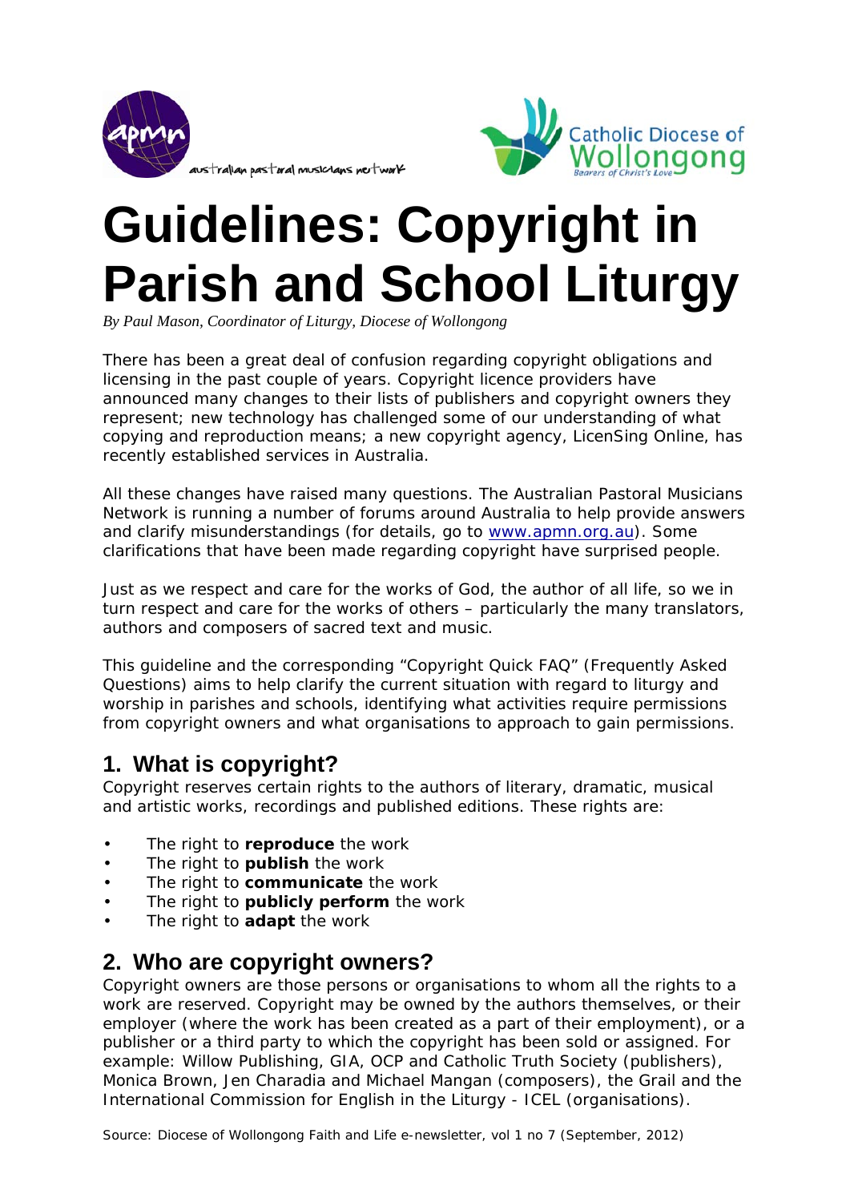# Guidelines: Copyright in Parish and School Liturgy

*By Paul Mason, Coordinator of Liturgy, Diocese of Wollongong*

There has been a great deal of confusion regarding copyright obligations and licensing in the past couple of years. Copyright licence providers have announced many changes to their lists of publishers and copyright owners they represent; new technology has challenged some of our understanding of what copying and reproduction means; a new copyright agency, LicenSing Online, has recently established services in Australia.

All these changes have raised many questions. The Australian Pastoral Musicians Network is running a number of forums around Australia to help provide answers and clarify misunderstandings (for details, go to www.apmn.org.au). Some clarifications that have been made regarding copyright have surprised people.

Just as we respect and care for the works of God, the author of all life, so we in turn respect and care for the works of others – particularly the many translators, authors and composers of sacred text and music.

This guideline and the corresponding "Copyright Quick FAQ" (Frequently Asked Questions) aims to help clarify the current situation with regard to liturgy and worship in parishes and schools, identifying what activities require permissions from copyright owners and what organisations to approach to gain permissions.

## 1. What is copyright?

Copyright reserves certain rights to the authors of literary, dramatic, musical and artistic works, recordings and published editions. These rights are:

- The right to **reproduce** the work
- The right to **publish** the work
- The right to **communicate** the work
- The right to **publicly perform** the work
- The right to **adapt** the work

## 2. Who are copyright owners?

Copyright owners are those persons or organisations to whom all the rights to a work are reserved. Copyright may be owned by the authors themselves, or their employer (where the work has been created as a part of their employment), or a publisher or a third party to which the copyright has been sold or assigned. For example: Willow Publishing, GIA, OCP and Catholic Truth Society (publishers), Monica Brown, Jen Charadia and Michael Mangan (composers), the Grail and the International Commission for English in the Liturgy - ICEL (organisations).

Source: Diocese of Wollongong Faith and Life e-newsletter, vol 1 no 7 (September, 2012)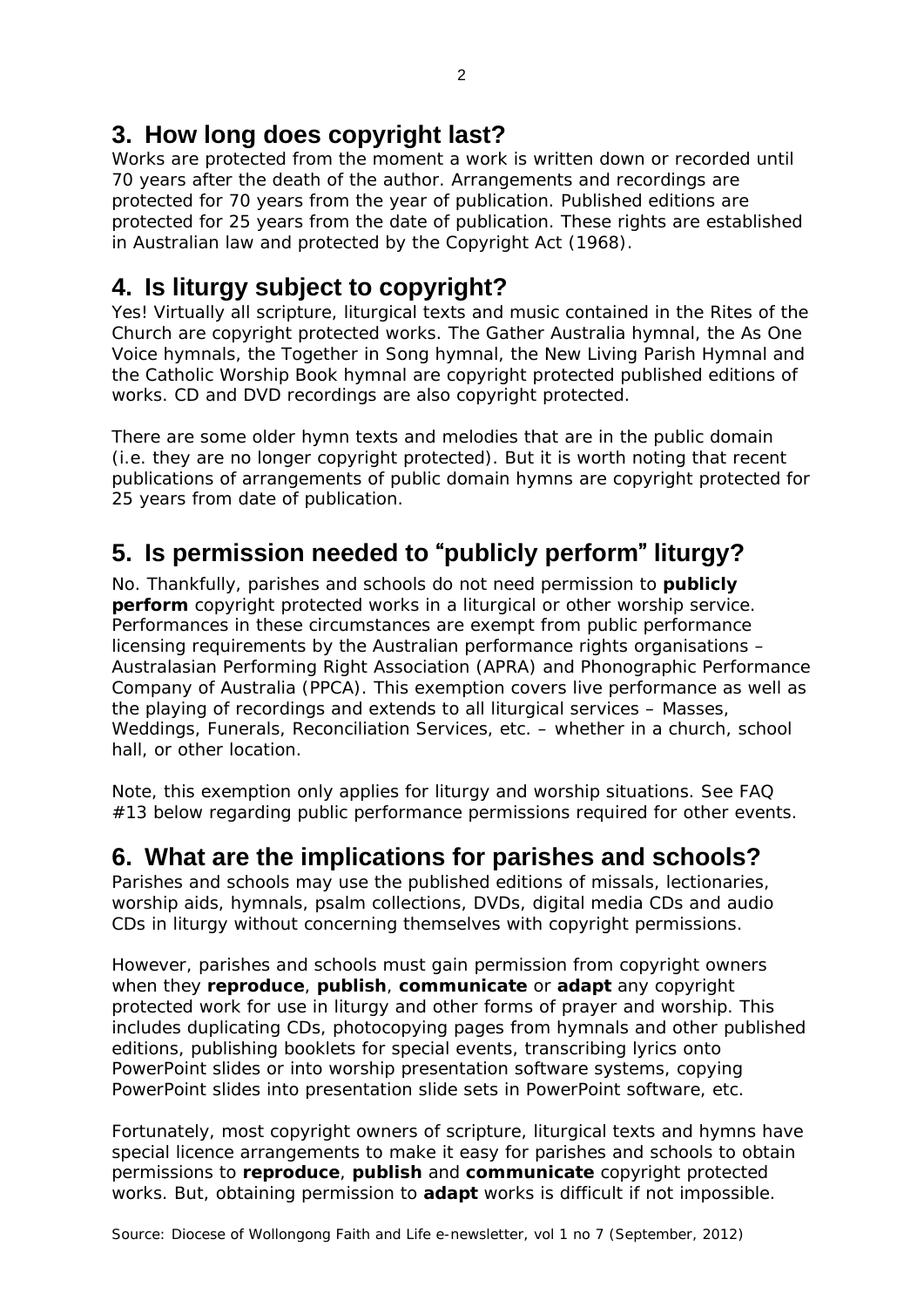## 3. How long does copyright last?

Works are protected from the moment a work is written down or recorded until 70 years after the death of the author. Arrangements and recordings are protected for 70 years from the year of publication. Published editions are protected for 25 years from the date of publication. These rights are established in Australian law and protected by the Copyright Act (1968).

## 4. Is liturgy subject to copyright?

Yes! Virtually all scripture, liturgical texts and music contained in the Rites of the Church are copyright protected works. The Gather Australia hymnal, the As One Voice hymnals, the Together in Song hymnal, the New Living Parish Hymnal and the Catholic Worship Book hymnal are copyright protected published editions of works. CD and DVD recordings are also copyright protected.

There are some older hymn texts and melodies that are in the public domain (i.e. they are no longer copyright protected). But it is worth noting that recent publications of arrangements of public domain hymns are copyright protected for 25 years from date of publication.

## 5. Is permission needed to "publicly perform" liturgy?

No. Thankfully, parishes and schools do not need permission to **publicly perform** copyright protected works in a liturgical or other worship service. Performances in these circumstances are exempt from public performance licensing requirements by the Australian performance rights organisations – Australasian Performing Right Association (APRA) and Phonographic Performance Company of Australia (PPCA). This exemption covers live performance as well as the playing of recordings and extends to all liturgical services – Masses, Weddings, Funerals, Reconciliation Services, etc. – whether in a church, school hall, or other location.

Note, this exemption only applies for liturgy and worship situations. See FAQ #13 below regarding public performance permissions required for other events.

## 6. What are the implications for parishes and schools?

Parishes and schools may use the published editions of missals, lectionaries, worship aids, hymnals, psalm collections, DVDs, digital media CDs and audio CDs in liturgy without concerning themselves with copyright permissions.

However, parishes and schools must gain permission from copyright owners when they **reproduce**, **publish**, **communicate** or **adapt** any copyright protected work for use in liturgy and other forms of prayer and worship. This includes duplicating CDs, photocopying pages from hymnals and other published editions, publishing booklets for special events, transcribing lyrics onto PowerPoint slides or into worship presentation software systems, copying PowerPoint slides into presentation slide sets in PowerPoint software, etc.

Fortunately, most copyright owners of scripture, liturgical texts and hymns have special licence arrangements to make it easy for parishes and schools to obtain permissions to **reproduce**, **publish** and **communicate** copyright protected works. But, obtaining permission to **adapt** works is difficult if not impossible.

Source: Diocese of Wollongong Faith and Life e-newsletter, vol 1 no 7 (September, 2012)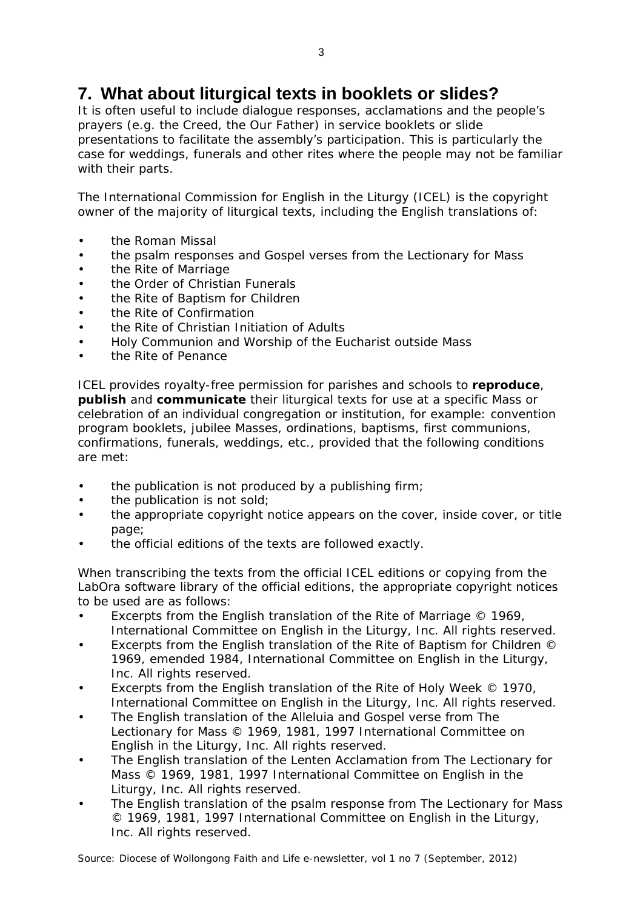## 7. What about liturgical texts in booklets or slides?

It is often useful to include dialogue responses, acclamations and the people's prayers (e.g. the Creed, the Our Father) in service booklets or slide presentations to facilitate the assembly's participation. This is particularly the case for weddings, funerals and other rites where the people may not be familiar with their parts.

The International Commission for English in the Liturgy (ICEL) is the copyright owner of the majority of liturgical texts, including the English translations of:

- the Roman Missal
- the psalm responses and Gospel verses from the Lectionary for Mass
- the Rite of Marriage
- the Order of Christian Funerals
- the Rite of Baptism for Children
- the Rite of Confirmation
- the Rite of Christian Initiation of Adults
- Holy Communion and Worship of the Eucharist outside Mass
- the Rite of Penance

ICEL provides royalty-free permission for parishes and schools to **reproduce**, **publish** and **communicate** their liturgical texts for use at a specific Mass or celebration of an individual congregation or institution, for example: convention program booklets, jubilee Masses, ordinations, baptisms, first communions, confirmations, funerals, weddings, etc., provided that the following conditions are met:

- the publication is not produced by a publishing firm;
- the publication is not sold;
- the appropriate copyright notice appears on the cover, inside cover, or title page;
- the official editions of the texts are followed exactly.

When transcribing the texts from the official ICEL editions or copying from the LabOra software library of the official editions, the appropriate copyright notices to be used are as follows:

- Excerpts from the English translation of the Rite of Marriage © 1969, International Committee on English in the Liturgy, Inc. All rights reserved.
- Excerpts from the English translation of the Rite of Baptism for Children © 1969, emended 1984, International Committee on English in the Liturgy, Inc. All rights reserved.
- Excerpts from the English translation of the Rite of Holy Week © 1970, International Committee on English in the Liturgy, Inc. All rights reserved.
- The English translation of the Alleluia and Gospel verse from The Lectionary for Mass © 1969, 1981, 1997 International Committee on English in the Liturgy, Inc. All rights reserved.
- The English translation of the Lenten Acclamation from The Lectionary for Mass © 1969, 1981, 1997 International Committee on English in the Liturgy, Inc. All rights reserved.
- The English translation of the psalm response from The Lectionary for Mass © 1969, 1981, 1997 International Committee on English in the Liturgy, Inc. All rights reserved.

Source: Diocese of Wollongong Faith and Life e-newsletter, vol 1 no 7 (September, 2012)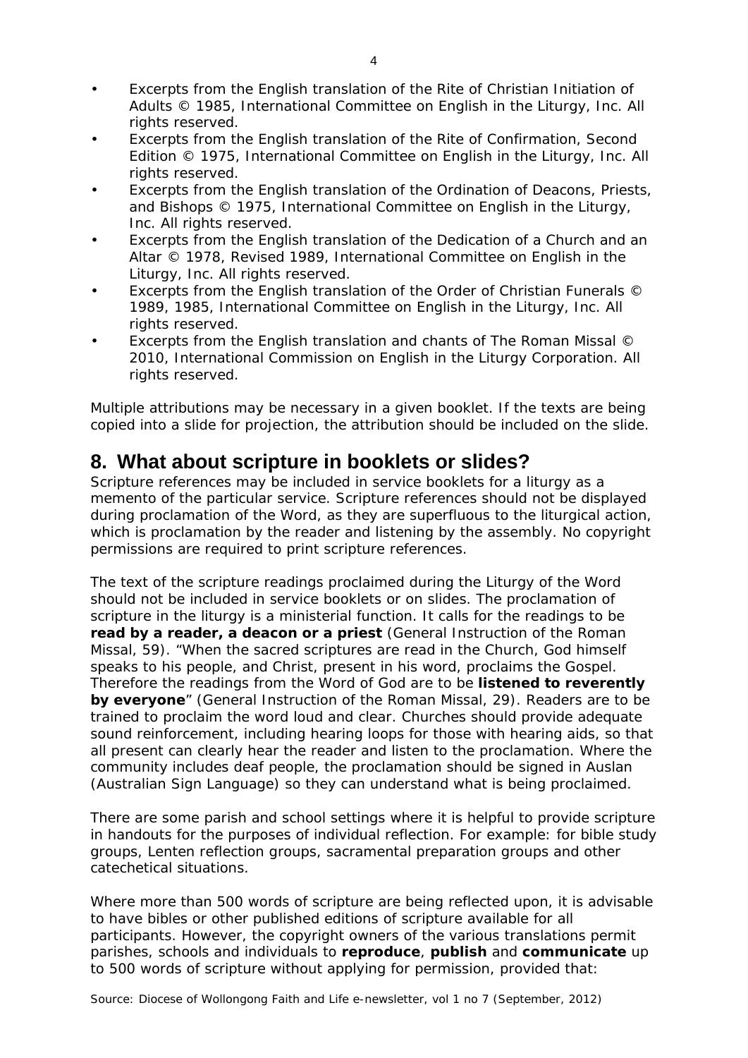- Excerpts from the English translation of the Rite of Christian Initiation of Adults © 1985, International Committee on English in the Liturgy, Inc. All rights reserved.
- Excerpts from the English translation of the Rite of Confirmation, Second Edition © 1975, International Committee on English in the Liturgy, Inc. All rights reserved.
- Excerpts from the English translation of the Ordination of Deacons, Priests, and Bishops © 1975, International Committee on English in the Liturgy, Inc. All rights reserved.
- Excerpts from the English translation of the Dedication of a Church and an Altar © 1978, Revised 1989, International Committee on English in the Liturgy, Inc. All rights reserved.
- Excerpts from the English translation of the Order of Christian Funerals © 1989, 1985, International Committee on English in the Liturgy, Inc. All rights reserved.
- Excerpts from the English translation and chants of The Roman Missal © 2010, International Commission on English in the Liturgy Corporation. All rights reserved.

Multiple attributions may be necessary in a given booklet. If the texts are being copied into a slide for projection, the attribution should be included on the slide.

## 8. What about scripture in booklets or slides?

Scripture references may be included in service booklets for a liturgy as a memento of the particular service. Scripture references should not be displayed during proclamation of the Word, as they are superfluous to the liturgical action, which is proclamation by the reader and listening by the assembly. No copyright permissions are required to print scripture references.

The text of the scripture readings proclaimed during the Liturgy of the Word should not be included in service booklets or on slides. The proclamation of scripture in the liturgy is a ministerial function. It calls for the readings to be **read by a reader, a deacon or a priest** (General Instruction of the Roman Missal, 59). "When the sacred scriptures are read in the Church, God himself speaks to his people, and Christ, present in his word, proclaims the Gospel. Therefore the readings from the Word of God are to be **listened to reverently by everyone**" (General Instruction of the Roman Missal, 29). Readers are to be trained to proclaim the word loud and clear. Churches should provide adequate sound reinforcement, including hearing loops for those with hearing aids, so that all present can clearly hear the reader and listen to the proclamation. Where the community includes deaf people, the proclamation should be signed in Auslan (Australian Sign Language) so they can understand what is being proclaimed.

There are some parish and school settings where it is helpful to provide scripture in handouts for the purposes of individual reflection. For example: for bible study groups, Lenten reflection groups, sacramental preparation groups and other catechetical situations.

Where more than 500 words of scripture are being reflected upon, it is advisable to have bibles or other published editions of scripture available for all participants. However, the copyright owners of the various translations permit parishes, schools and individuals to **reproduce**, **publish** and **communicate** up to 500 words of scripture without applying for permission, provided that:

*Source: Diocese of Wollongong Faith and Life e-newsletter, vol 1 no 7 (September, 2012)*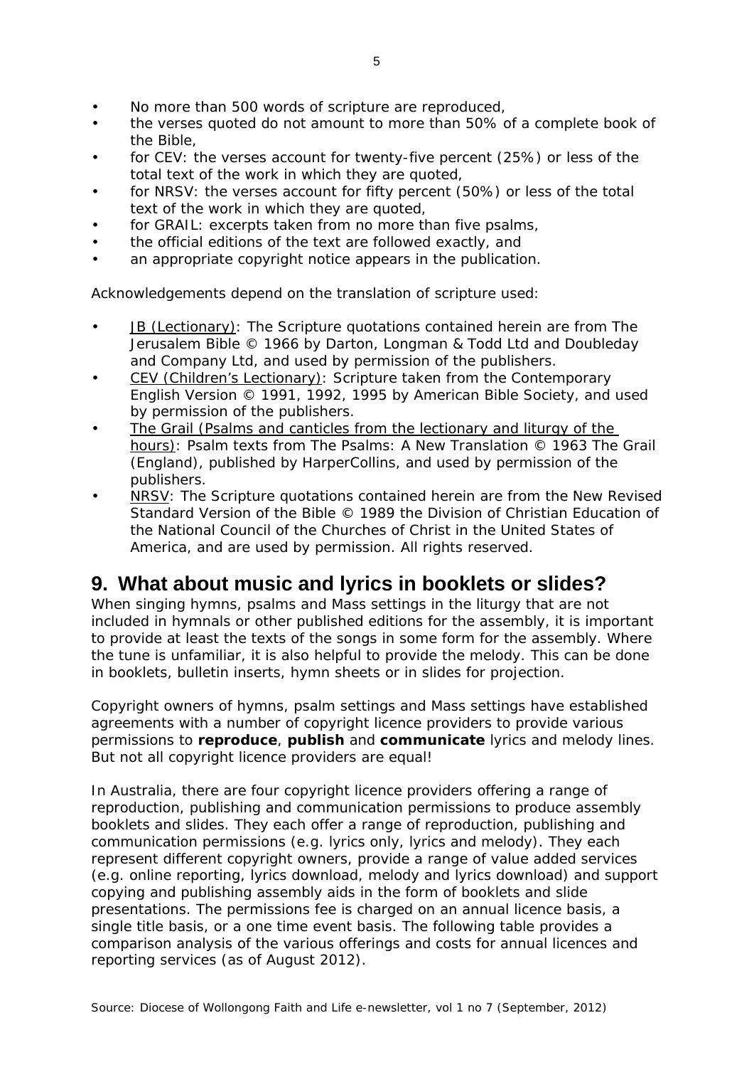- No more than 500 words of scripture are reproduced,
- the verses quoted do not amount to more than 50% of a complete book of the Bible,
- for CEV: the verses account for twenty-five percent (25%) or less of the total text of the work in which they are quoted,
- for NRSV: the verses account for fifty percent (50%) or less of the total text of the work in which they are quoted,
- for GRAIL: excerpts taken from no more than five psalms,
- the official editions of the text are followed exactly, and
- an appropriate copyright notice appears in the publication.

Acknowledgements depend on the translation of scripture used:

- JB (Lectionary): The Scripture quotations contained herein are from The Jerusalem Bible © 1966 by Darton, Longman & Todd Ltd and Doubleday and Company Ltd, and used by permission of the publishers.
- CEV (Children's Lectionary): Scripture taken from the Contemporary English Version © 1991, 1992, 1995 by American Bible Society, and used by permission of the publishers.
- The Grail (Psalms and canticles from the lectionary and liturgy of the hours): Psalm texts from The Psalms: A New Translation © 1963 The Grail (England), published by HarperCollins, and used by permission of the publishers.
- NRSV: The Scripture quotations contained herein are from the New Revised Standard Version of the Bible © 1989 the Division of Christian Education of the National Council of the Churches of Christ in the United States of America, and are used by permission. All rights reserved.

## 9. What about music and lyrics in booklets or slides?

When singing hymns, psalms and Mass settings in the liturgy that are not included in hymnals or other published editions for the assembly, it is important to provide at least the texts of the songs in some form for the assembly. Where the tune is unfamiliar, it is also helpful to provide the melody. This can be done in booklets, bulletin inserts, hymn sheets or in slides for projection.

Copyright owners of hymns, psalm settings and Mass settings have established agreements with a number of copyright licence providers to provide various permissions to **reproduce**, **publish** and **communicate** lyrics and melody lines. But not all copyright licence providers are equal!

In Australia, there are four copyright licence providers offering a range of reproduction, publishing and communication permissions to produce assembly booklets and slides. They each offer a range of reproduction, publishing and communication permissions (e.g. lyrics only, lyrics and melody). They each represent different copyright owners, provide a range of value added services (e.g. online reporting, lyrics download, melody and lyrics download) and support copying and publishing assembly aids in the form of booklets and slide presentations. The permissions fee is charged on an annual licence basis, a single title basis, or a one time event basis. The following table provides a comparison analysis of the various offerings and costs for annual licences and reporting services (as of August 2012).

Source: Diocese of Wollongong Faith and Life e-newsletter, vol 1 no 7 (September, 2012)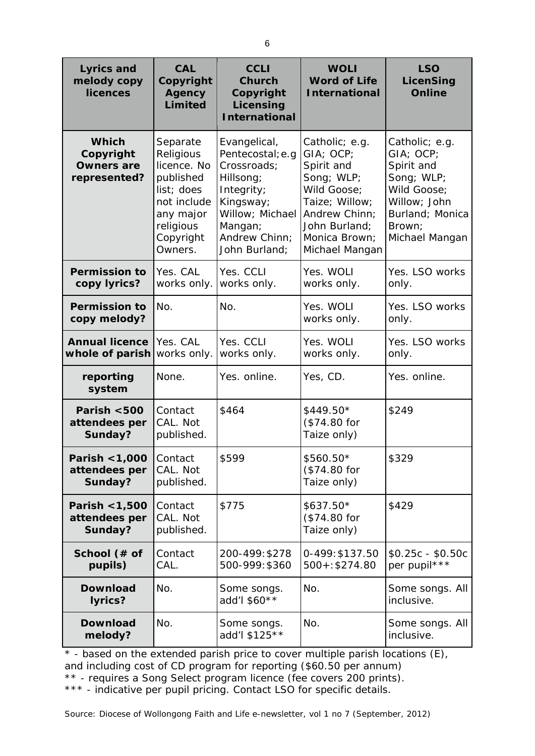| Lyrics and melody copy licences | CAL Copyright Agency Limited | CCLI Church Copyright Licensing International | WOLI Word of Life International | LSO LicenSing Online |
|---|---|---|---|---|
| **Which Copyright Owners are represented?** | Separate Religious licence. No published list; does not include any major religious Copyright Owners. | Evangelical, Pentecostal; e.g Crossroads; Hillsong; Integrity; Kingsway; Willow; Michael Mangan; Andrew Chinn; John Burland; | Catholic; e.g. GIA; OCP; Spirit and Song; WLP; Wild Goose; Taize; Willow; Andrew Chinn; John Burland; Monica Brown; Michael Mangan | Catholic; e.g. GIA; OCP; Spirit and Song; WLP; Wild Goose; Willow; John Burland; Monica Brown; Michael Mangan |
| **Permission to copy lyrics?** | Yes. CAL works only. | Yes. CCLI works only. | Yes. WOLI works only. | Yes. LSO works only. |
| **Permission to copy melody?** | No. | No. | Yes. WOLI works only. | Yes. LSO works only. |
| **Annual licence whole of parish** | Yes. CAL works only. | Yes. CCLI works only. | Yes. WOLI works only. | Yes. LSO works only. |
| **reporting system** | None. | Yes. online. | Yes, CD. | Yes. online. |
| **Parish <500 attendees per Sunday?** | Contact CAL. Not published. | $464 | $449.50* ($74.80 for Taize only) | $249 |
| **Parish <1,000 attendees per Sunday?** | Contact CAL. Not published. | $599 | $560.50* ($74.80 for Taize only) | $329 |
| **Parish <1,500 attendees per Sunday?** | Contact CAL. Not published. | $775 | $637.50* ($74.80 for Taize only) | $429 |
| **School (# of pupils)** | Contact CAL. | 200-499: $278 500-999: $360 | 0-499: $137.50 500+: $274.80 | $0.25c - $0.50c per pupil*** |
| **Download lyrics?** | No. | Some songs. add'l $60** | No. | Some songs. All inclusive. |
| **Download melody?** | No. | Some songs. add'l $125** | No. | Some songs. All inclusive. |

* - based on the extended parish price to cover multiple parish locations (E), and including cost of CD program for reporting ($60.50 per annum)
** - requires a Song Select program licence (fee covers 200 prints).
*** - indicative per pupil pricing. Contact LSO for specific details.

Source: Diocese of Wollongong Faith and Life e-newsletter, vol 1 no 7 (September, 2012)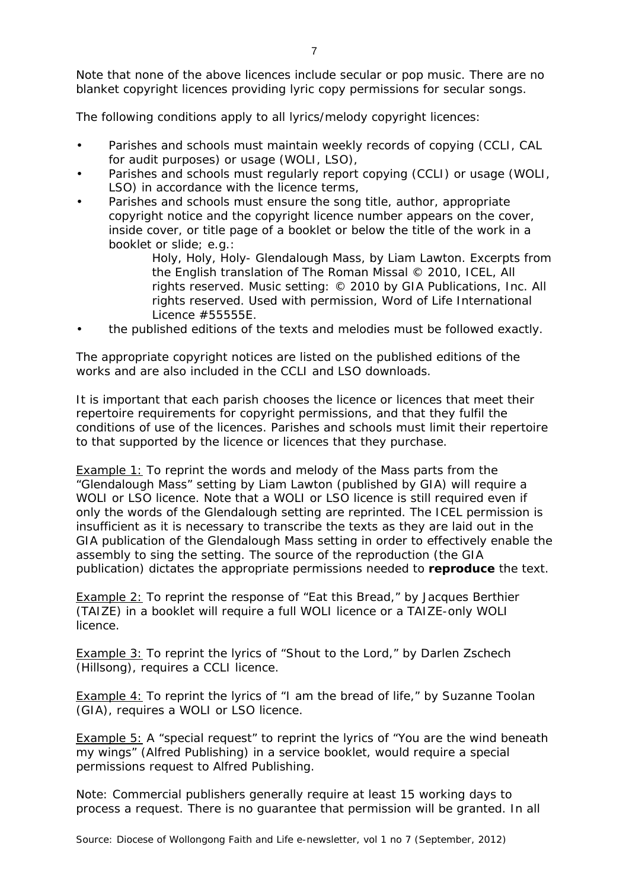Note that none of the above licences include secular or pop music. There are no blanket copyright licences providing lyric copy permissions for secular songs.

The following conditions apply to all lyrics/melody copyright licences:

- Parishes and schools must maintain weekly records of copying (CCLI, CAL for audit purposes) or usage (WOLI, LSO),
- Parishes and schools must regularly report copying (CCLI) or usage (WOLI, LSO) in accordance with the licence terms,
- Parishes and schools must ensure the song title, author, appropriate copyright notice and the copyright licence number appears on the cover, inside cover, or title page of a booklet or below the title of the work in a booklet or slide; e.g.:

  > Holy, Holy, Holy- Glendalough Mass, by Liam Lawton. Excerpts from the English translation of The Roman Missal © 2010, ICEL, All rights reserved. Music setting: © 2010 by GIA Publications, Inc. All rights reserved. Used with permission, Word of Life International Licence #55555E.

- the published editions of the texts and melodies must be followed exactly.

The appropriate copyright notices are listed on the published editions of the works and are also included in the CCLI and LSO downloads.

It is important that each parish chooses the licence or licences that meet their repertoire requirements for copyright permissions, and that they fulfil the conditions of use of the licences. Parishes and schools must limit their repertoire to that supported by the licence or licences that they purchase.

Example 1: To reprint the words and melody of the Mass parts from the "Glendalough Mass" setting by Liam Lawton (published by GIA) will require a WOLI or LSO licence. Note that a WOLI or LSO licence is still required even if only the words of the Glendalough setting are reprinted. The ICEL permission is insufficient as it is necessary to transcribe the texts as they are laid out in the GIA publication of the Glendalough Mass setting in order to effectively enable the assembly to sing the setting. The source of the reproduction (the GIA publication) dictates the appropriate permissions needed to **reproduce** the text.

Example 2: To reprint the response of "Eat this Bread," by Jacques Berthier (TAIZE) in a booklet will require a full WOLI licence or a TAIZE-only WOLI licence.

Example 3: To reprint the lyrics of "Shout to the Lord," by Darlen Zschech (Hillsong), requires a CCLI licence.

Example 4: To reprint the lyrics of "I am the bread of life," by Suzanne Toolan (GIA), requires a WOLI or LSO licence.

Example 5: A "special request" to reprint the lyrics of "You are the wind beneath my wings" (Alfred Publishing) in a service booklet, would require a special permissions request to Alfred Publishing.

Note: Commercial publishers generally require at least 15 working days to process a request. There is no guarantee that permission will be granted. In all

Source: Diocese of Wollongong Faith and Life e-newsletter, vol 1 no 7 (September, 2012)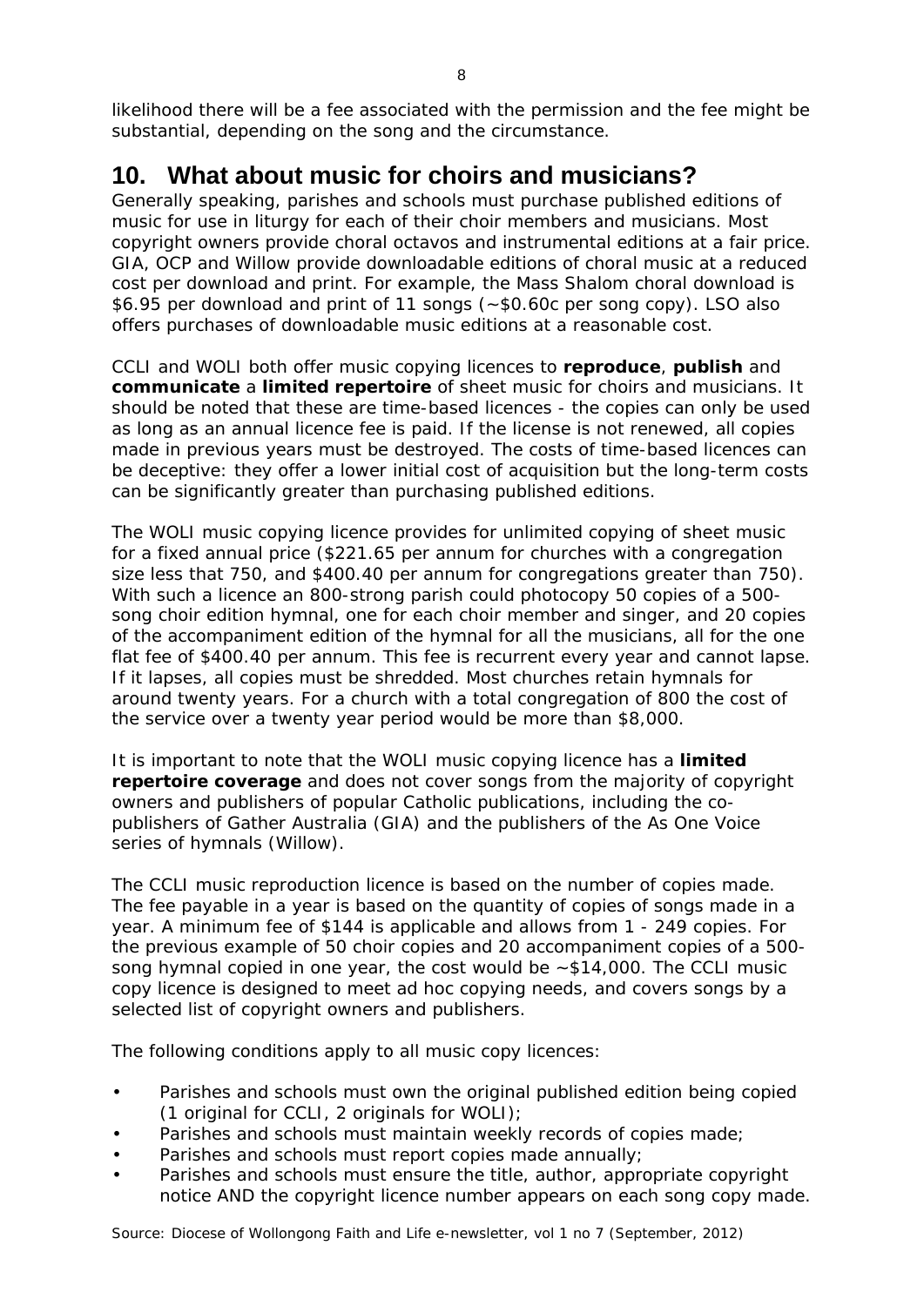likelihood there will be a fee associated with the permission and the fee might be substantial, depending on the song and the circumstance.

## 10. What about music for choirs and musicians?

Generally speaking, parishes and schools must purchase published editions of music for use in liturgy for each of their choir members and musicians. Most copyright owners provide choral octavos and instrumental editions at a fair price. GIA, OCP and Willow provide downloadable editions of choral music at a reduced cost per download and print. For example, the Mass Shalom choral download is $6.95 per download and print of 11 songs (~$0.60c per song copy). LSO also offers purchases of downloadable music editions at a reasonable cost.

CCLI and WOLI both offer music copying licences to **reproduce**, **publish** and **communicate** a **limited repertoire** of sheet music for choirs and musicians. It should be noted that these are time-based licences - the copies can only be used as long as an annual licence fee is paid. If the license is not renewed, all copies made in previous years must be destroyed. The costs of time-based licences can be deceptive: they offer a lower initial cost of acquisition but the long-term costs can be significantly greater than purchasing published editions.

The WOLI music copying licence provides for unlimited copying of sheet music for a fixed annual price ($221.65 per annum for churches with a congregation size less that 750, and $400.40 per annum for congregations greater than 750). With such a licence an 800-strong parish could photocopy 50 copies of a 500-song choir edition hymnal, one for each choir member and singer, and 20 copies of the accompaniment edition of the hymnal for all the musicians, all for the one flat fee of $400.40 per annum. This fee is recurrent every year and cannot lapse. If it lapses, all copies must be shredded. Most churches retain hymnals for around twenty years. For a church with a total congregation of 800 the cost of the service over a twenty year period would be more than $8,000.

It is important to note that the WOLI music copying licence has a **limited repertoire coverage** and does not cover songs from the majority of copyright owners and publishers of popular Catholic publications, including the co-publishers of Gather Australia (GIA) and the publishers of the As One Voice series of hymnals (Willow).

The CCLI music reproduction licence is based on the number of copies made. The fee payable in a year is based on the quantity of copies of songs made in a year. A minimum fee of $144 is applicable and allows from 1 - 249 copies. For the previous example of 50 choir copies and 20 accompaniment copies of a 500-song hymnal copied in one year, the cost would be ~$14,000. The CCLI music copy licence is designed to meet ad hoc copying needs, and covers songs by a selected list of copyright owners and publishers.

The following conditions apply to all music copy licences:

- Parishes and schools must own the original published edition being copied (1 original for CCLI, 2 originals for WOLI);
- Parishes and schools must maintain weekly records of copies made;
- Parishes and schools must report copies made annually;
- Parishes and schools must ensure the title, author, appropriate copyright notice AND the copyright licence number appears on each song copy made.

Source: Diocese of Wollongong Faith and Life e-newsletter, vol 1 no 7 (September, 2012)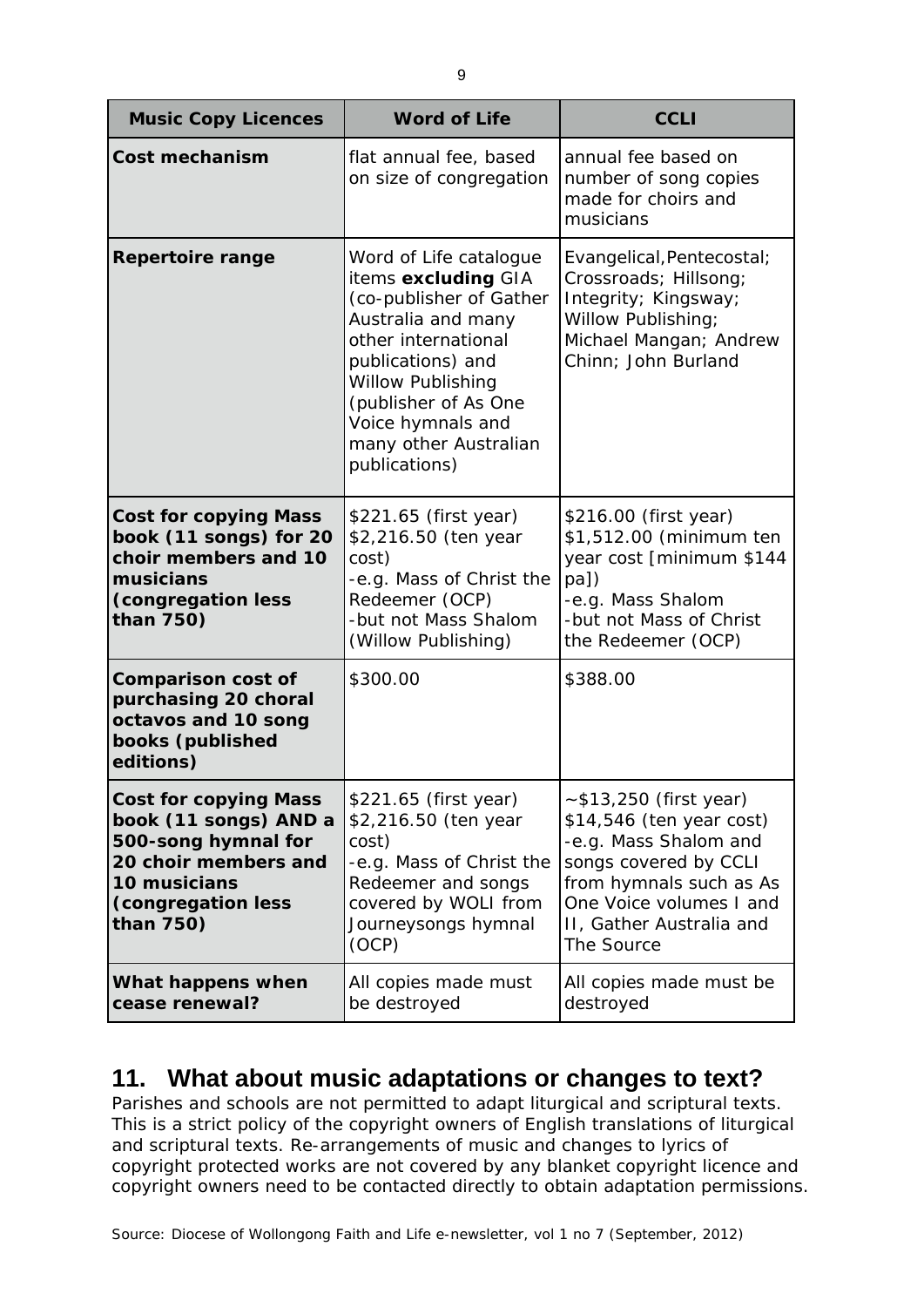| Music Copy Licences | Word of Life | CCLI |
|---|---|---|
| **Cost mechanism** | flat annual fee, based on size of congregation | annual fee based on number of song copies made for choirs and musicians |
| **Repertoire range** | Word of Life catalogue items **excluding** GIA (co-publisher of Gather Australia and many other international publications) and Willow Publishing (publisher of As One Voice hymnals and many other Australian publications) | Evangelical,Pentecostal; Crossroads; Hillsong; Integrity; Kingsway; Willow Publishing; Michael Mangan; Andrew Chinn; John Burland |
| **Cost for copying Mass book (11 songs) for 20 choir members and 10 musicians (congregation less than 750)** | $221.65 (first year)<br>$2,216.50 (ten year cost)<br>-e.g. Mass of Christ the Redeemer (OCP)<br>-but not Mass Shalom (Willow Publishing) | $216.00 (first year)<br>$1,512.00 (minimum ten year cost [minimum $144 pa])<br>-e.g. Mass Shalom<br>-but not Mass of Christ the Redeemer (OCP) |
| **Comparison cost of purchasing 20 choral octavos and 10 song books (published editions)** | $300.00 | $388.00 |
| **Cost for copying Mass book (11 songs) AND a 500-song hymnal for 20 choir members and 10 musicians (congregation less than 750)** | $221.65 (first year)<br>$2,216.50 (ten year cost)<br>-e.g. Mass of Christ the Redeemer and songs covered by WOLI from Journeysongs hymnal (OCP) | ~$13,250 (first year)<br>$14,546 (ten year cost)<br>-e.g. Mass Shalom and songs covered by CCLI from hymnals such as As One Voice volumes I and II, Gather Australia and The Source |
| **What happens when cease renewal?** | All copies made must be destroyed | All copies made must be destroyed |

## 11. What about music adaptations or changes to text?

Parishes and schools are not permitted to adapt liturgical and scriptural texts. This is a strict policy of the copyright owners of English translations of liturgical and scriptural texts. Re-arrangements of music and changes to lyrics of copyright protected works are not covered by any blanket copyright licence and copyright owners need to be contacted directly to obtain adaptation permissions.

Source: Diocese of Wollongong Faith and Life e-newsletter, vol 1 no 7 (September, 2012)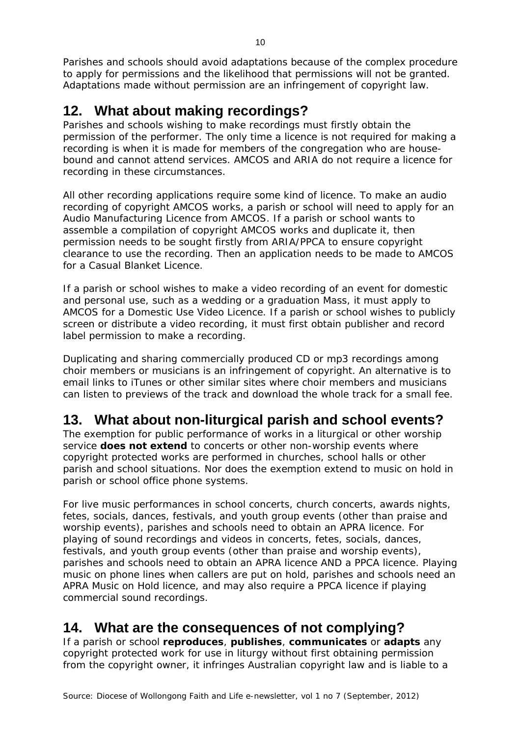Parishes and schools should avoid adaptations because of the complex procedure to apply for permissions and the likelihood that permissions will not be granted. Adaptations made without permission are an infringement of copyright law.

## 12. What about making recordings?

Parishes and schools wishing to make recordings must firstly obtain the permission of the performer. The only time a licence is not required for making a recording is when it is made for members of the congregation who are house-bound and cannot attend services. AMCOS and ARIA do not require a licence for recording in these circumstances.

All other recording applications require some kind of licence. To make an audio recording of copyright AMCOS works, a parish or school will need to apply for an Audio Manufacturing Licence from AMCOS. If a parish or school wants to assemble a compilation of copyright AMCOS works and duplicate it, then permission needs to be sought firstly from ARIA/PPCA to ensure copyright clearance to use the recording. Then an application needs to be made to AMCOS for a Casual Blanket Licence.

If a parish or school wishes to make a video recording of an event for domestic and personal use, such as a wedding or a graduation Mass, it must apply to AMCOS for a Domestic Use Video Licence. If a parish or school wishes to publicly screen or distribute a video recording, it must first obtain publisher and record label permission to make a recording.

Duplicating and sharing commercially produced CD or mp3 recordings among choir members or musicians is an infringement of copyright. An alternative is to email links to iTunes or other similar sites where choir members and musicians can listen to previews of the track and download the whole track for a small fee.

## 13. What about non-liturgical parish and school events?

The exemption for public performance of works in a liturgical or other worship service **does not extend** to concerts or other non-worship events where copyright protected works are performed in churches, school halls or other parish and school situations. Nor does the exemption extend to music on hold in parish or school office phone systems.

For live music performances in school concerts, church concerts, awards nights, fetes, socials, dances, festivals, and youth group events (other than praise and worship events), parishes and schools need to obtain an APRA licence. For playing of sound recordings and videos in concerts, fetes, socials, dances, festivals, and youth group events (other than praise and worship events), parishes and schools need to obtain an APRA licence AND a PPCA licence. Playing music on phone lines when callers are put on hold, parishes and schools need an APRA Music on Hold licence, and may also require a PPCA licence if playing commercial sound recordings.

## 14. What are the consequences of not complying?

If a parish or school **reproduces**, **publishes**, **communicates** or **adapts** any copyright protected work for use in liturgy without first obtaining permission from the copyright owner, it infringes Australian copyright law and is liable to a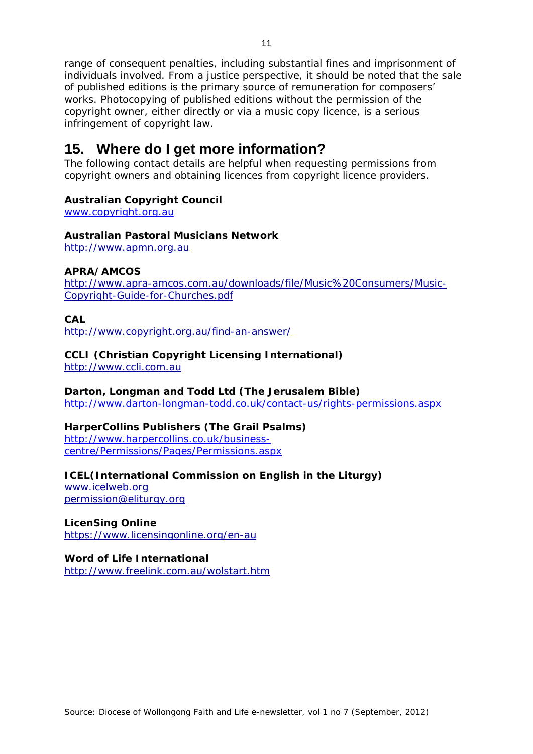range of consequent penalties, including substantial fines and imprisonment of individuals involved. From a justice perspective, it should be noted that the sale of published editions is the primary source of remuneration for composers' works. Photocopying of published editions without the permission of the copyright owner, either directly or via a music copy licence, is a serious infringement of copyright law.

## 15. Where do I get more information?

The following contact details are helpful when requesting permissions from copyright owners and obtaining licences from copyright licence providers.

**Australian Copyright Council**
www.copyright.org.au

**Australian Pastoral Musicians Network**
http://www.apmn.org.au

**APRA/AMCOS**
http://www.apra-amcos.com.au/downloads/file/Music%20Consumers/Music-Copyright-Guide-for-Churches.pdf

**CAL**
http://www.copyright.org.au/find-an-answer/

**CCLI (Christian Copyright Licensing International)**
http://www.ccli.com.au

**Darton, Longman and Todd Ltd (The Jerusalem Bible)**
http://www.darton-longman-todd.co.uk/contact-us/rights-permissions.aspx

**HarperCollins Publishers (The Grail Psalms)**
http://www.harpercollins.co.uk/business-centre/Permissions/Pages/Permissions.aspx

**ICEL(International Commission on English in the Liturgy)**
www.icelweb.org
permission@eliturgy.org

**LicenSing Online**
https://www.licensingonline.org/en-au

**Word of Life International**
http://www.freelink.com.au/wolstart.htm

Source: Diocese of Wollongong Faith and Life e-newsletter, vol 1 no 7 (September, 2012)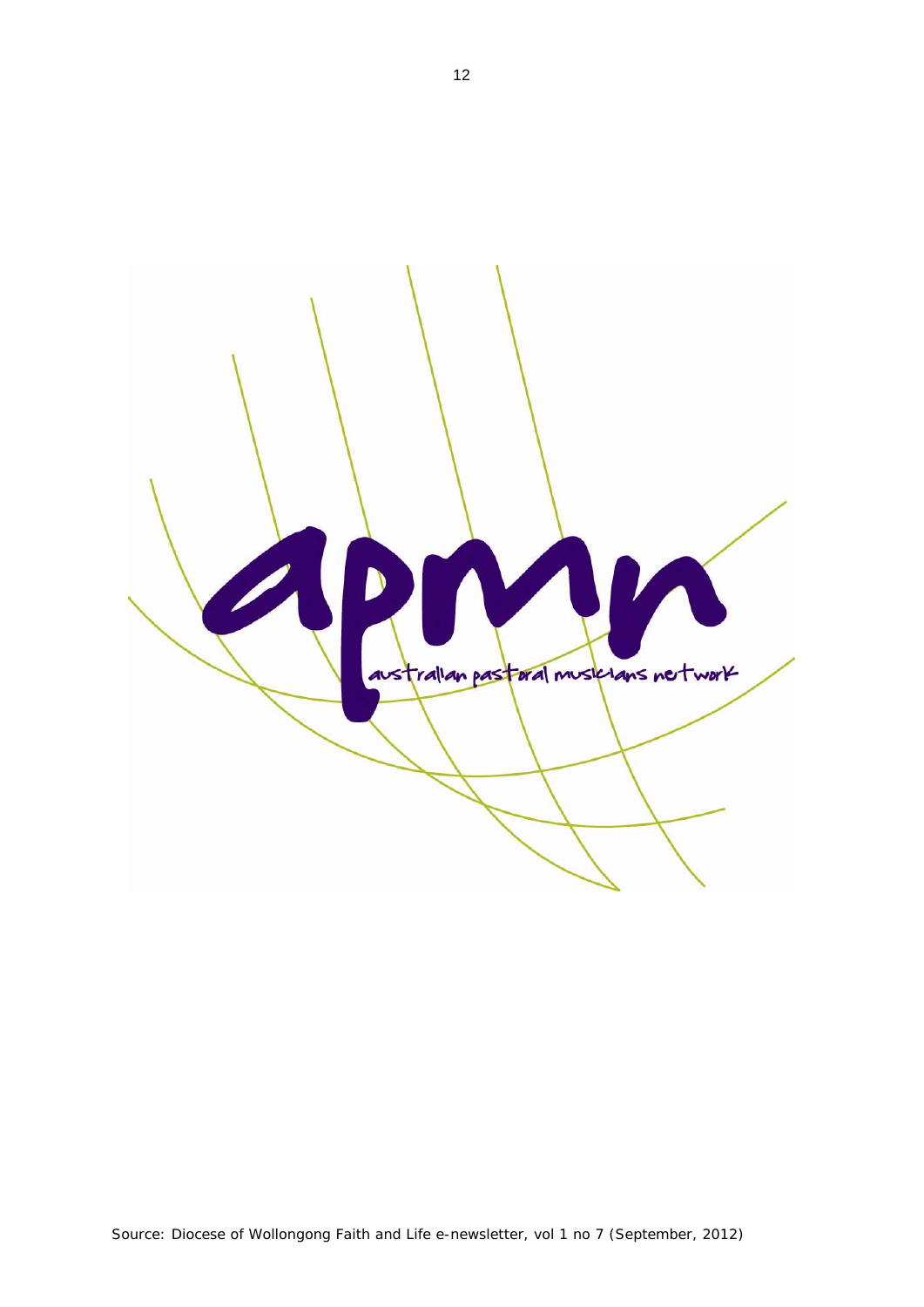apmn

australian pastoral musicians network

Source: Diocese of Wollongong Faith and Life e-newsletter, vol 1 no 7 (September, 2012)